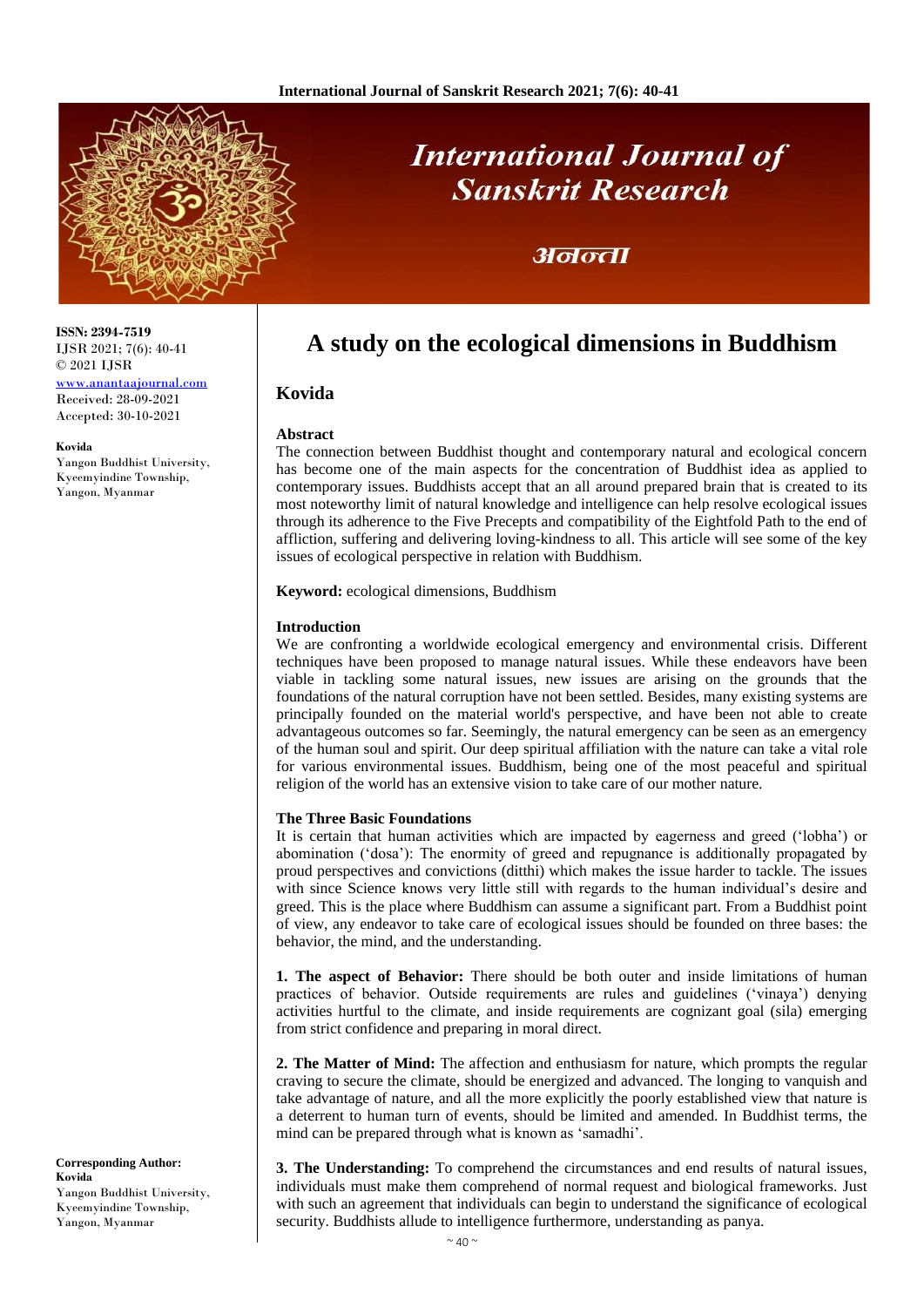# A study on the ecological dimensions in Buddhism

## Kovida

ISSN: 2394-7519
IJSR 2021; 7(6): 40-41
© 2021 IJSR
www.anantaajournal.com
Received: 28-09-2021
Accepted: 30-10-2021

**Kovida**
Yangon Buddhist University, Kyeemyindine Township, Yangon, Myanmar

**Corresponding Author:**
**Kovida**
Yangon Buddhist University, Kyeemyindine Township, Yangon, Myanmar

### Abstract

The connection between Buddhist thought and contemporary natural and ecological concern has become one of the main aspects for the concentration of Buddhist idea as applied to contemporary issues. Buddhists accept that an all around prepared brain that is created to its most noteworthy limit of natural knowledge and intelligence can help resolve ecological issues through its adherence to the Five Precepts and compatibility of the Eightfold Path to the end of affliction, suffering and delivering loving-kindness to all. This article will see some of the key issues of ecological perspective in relation with Buddhism.

**Keyword:** ecological dimensions, Buddhism

### Introduction

We are confronting a worldwide ecological emergency and environmental crisis. Different techniques have been proposed to manage natural issues. While these endeavors have been viable in tackling some natural issues, new issues are arising on the grounds that the foundations of the natural corruption have not been settled. Besides, many existing systems are principally founded on the material world's perspective, and have been not able to create advantageous outcomes so far. Seemingly, the natural emergency can be seen as an emergency of the human soul and spirit. Our deep spiritual affiliation with the nature can take a vital role for various environmental issues. Buddhism, being one of the most peaceful and spiritual religion of the world has an extensive vision to take care of our mother nature.

### The Three Basic Foundations

It is certain that human activities which are impacted by eagerness and greed ('lobha') or abomination ('dosa'): The enormity of greed and repugnance is additionally propagated by proud perspectives and convictions (ditthi) which makes the issue harder to tackle. The issues with since Science knows very little still with regards to the human individual's desire and greed. This is the place where Buddhism can assume a significant part. From a Buddhist point of view, any endeavor to take care of ecological issues should be founded on three bases: the behavior, the mind, and the understanding.

**1. The aspect of Behavior:** There should be both outer and inside limitations of human practices of behavior. Outside requirements are rules and guidelines ('vinaya') denying activities hurtful to the climate, and inside requirements are cognizant goal (sila) emerging from strict confidence and preparing in moral direct.

**2. The Matter of Mind:** The affection and enthusiasm for nature, which prompts the regular craving to secure the climate, should be energized and advanced. The longing to vanquish and take advantage of nature, and all the more explicitly the poorly established view that nature is a deterrent to human turn of events, should be limited and amended. In Buddhist terms, the mind can be prepared through what is known as 'samadhi'.

**3. The Understanding:** To comprehend the circumstances and end results of natural issues, individuals must make them comprehend of normal request and biological frameworks. Just with such an agreement that individuals can begin to understand the significance of ecological security. Buddhists allude to intelligence furthermore, understanding as panya.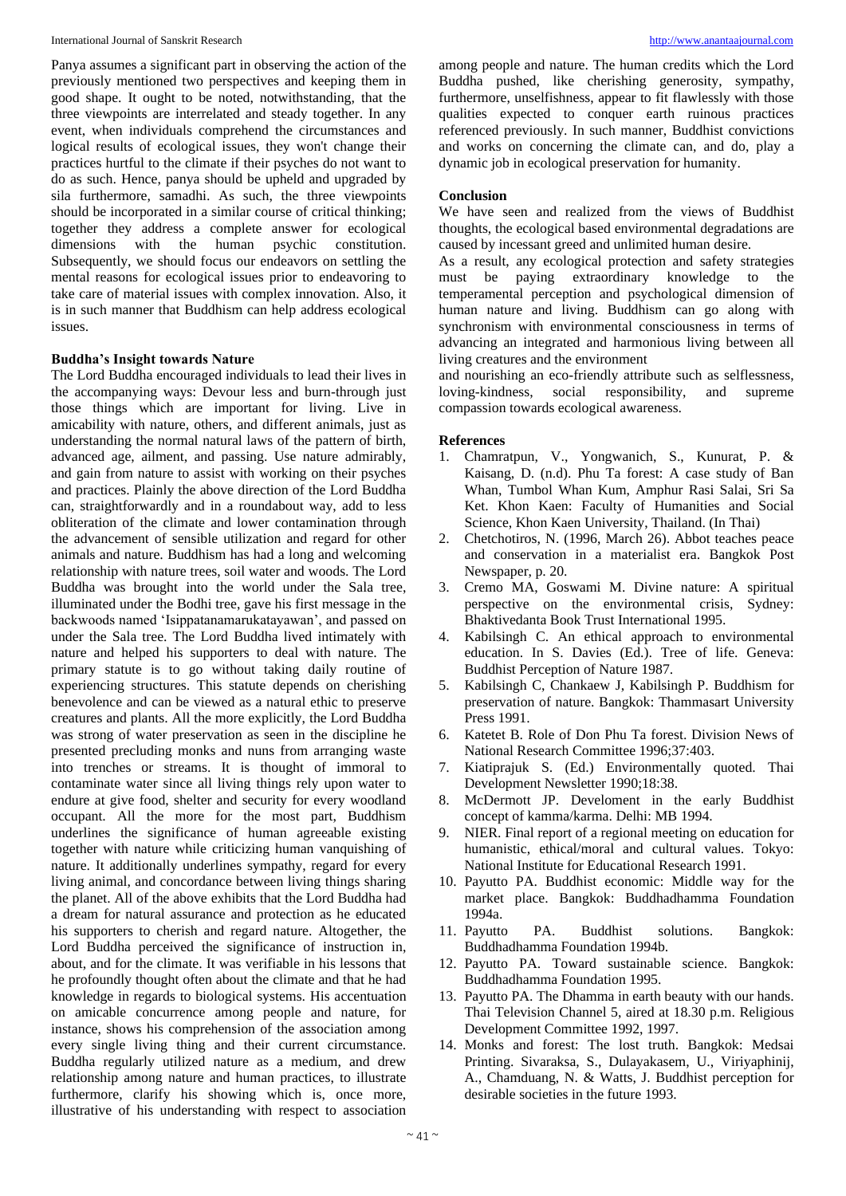Panya assumes a significant part in observing the action of the previously mentioned two perspectives and keeping them in good shape. It ought to be noted, notwithstanding, that the three viewpoints are interrelated and steady together. In any event, when individuals comprehend the circumstances and logical results of ecological issues, they won't change their practices hurtful to the climate if their psyches do not want to do as such. Hence, panya should be upheld and upgraded by sila furthermore, samadhi. As such, the three viewpoints should be incorporated in a similar course of critical thinking; together they address a complete answer for ecological dimensions with the human psychic constitution. Subsequently, we should focus our endeavors on settling the mental reasons for ecological issues prior to endeavoring to take care of material issues with complex innovation. Also, it is in such manner that Buddhism can help address ecological issues.

**Buddha's Insight towards Nature**

The Lord Buddha encouraged individuals to lead their lives in the accompanying ways: Devour less and burn-through just those things which are important for living. Live in amicability with nature, others, and different animals, just as understanding the normal natural laws of the pattern of birth, advanced age, ailment, and passing. Use nature admirably, and gain from nature to assist with working on their psyches and practices. Plainly the above direction of the Lord Buddha can, straightforwardly and in a roundabout way, add to less obliteration of the climate and lower contamination through the advancement of sensible utilization and regard for other animals and nature. Buddhism has had a long and welcoming relationship with nature trees, soil water and woods. The Lord Buddha was brought into the world under the Sala tree, illuminated under the Bodhi tree, gave his first message in the backwoods named 'Isippatanamarukatayawan', and passed on under the Sala tree. The Lord Buddha lived intimately with nature and helped his supporters to deal with nature. The primary statute is to go without taking daily routine of experiencing structures. This statute depends on cherishing benevolence and can be viewed as a natural ethic to preserve creatures and plants. All the more explicitly, the Lord Buddha was strong of water preservation as seen in the discipline he presented precluding monks and nuns from arranging waste into trenches or streams. It is thought of immoral to contaminate water since all living things rely upon water to endure at give food, shelter and security for every woodland occupant. All the more for the most part, Buddhism underlines the significance of human agreeable existing together with nature while criticizing human vanquishing of nature. It additionally underlines sympathy, regard for every living animal, and concordance between living things sharing the planet. All of the above exhibits that the Lord Buddha had a dream for natural assurance and protection as he educated his supporters to cherish and regard nature. Altogether, the Lord Buddha perceived the significance of instruction in, about, and for the climate. It was verifiable in his lessons that he profoundly thought often about the climate and that he had knowledge in regards to biological systems. His accentuation on amicable concurrence among people and nature, for instance, shows his comprehension of the association among every single living thing and their current circumstance. Buddha regularly utilized nature as a medium, and drew relationship among nature and human practices, to illustrate furthermore, clarify his showing which is, once more, illustrative of his understanding with respect to association among people and nature. The human credits which the Lord Buddha pushed, like cherishing generosity, sympathy, furthermore, unselfishness, appear to fit flawlessly with those qualities expected to conquer earth ruinous practices referenced previously. In such manner, Buddhist convictions and works on concerning the climate can, and do, play a dynamic job in ecological preservation for humanity.

**Conclusion**

We have seen and realized from the views of Buddhist thoughts, the ecological based environmental degradations are caused by incessant greed and unlimited human desire.

As a result, any ecological protection and safety strategies must be paying extraordinary knowledge to the temperamental perception and psychological dimension of human nature and living. Buddhism can go along with synchronism with environmental consciousness in terms of advancing an integrated and harmonious living between all living creatures and the environment and nourishing an eco-friendly attribute such as selflessness, loving-kindness, social responsibility, and supreme compassion towards ecological awareness.

**References**

1. Chamratpun, V., Yongwanich, S., Kunurat, P. & Kaisang, D. (n.d). Phu Ta forest: A case study of Ban Whan, Tumbol Whan Kum, Amphur Rasi Salai, Sri Sa Ket. Khon Kaen: Faculty of Humanities and Social Science, Khon Kaen University, Thailand. (In Thai)
2. Chetchotiros, N. (1996, March 26). Abbot teaches peace and conservation in a materialist era. Bangkok Post Newspaper, p. 20.
3. Cremo MA, Goswami M. Divine nature: A spiritual perspective on the environmental crisis, Sydney: Bhaktivedanta Book Trust International 1995.
4. Kabilsingh C. An ethical approach to environmental education. In S. Davies (Ed.). Tree of life. Geneva: Buddhist Perception of Nature 1987.
5. Kabilsingh C, Chankaew J, Kabilsingh P. Buddhism for preservation of nature. Bangkok: Thammasart University Press 1991.
6. Katetet B. Role of Don Phu Ta forest. Division News of National Research Committee 1996;37:403.
7. Kiatiprajuk S. (Ed.) Environmentally quoted. Thai Development Newsletter 1990;18:38.
8. McDermott JP. Develoment in the early Buddhist concept of kamma/karma. Delhi: MB 1994.
9. NIER. Final report of a regional meeting on education for humanistic, ethical/moral and cultural values. Tokyo: National Institute for Educational Research 1991.
10. Payutto PA. Buddhist economic: Middle way for the market place. Bangkok: Buddhadhamma Foundation 1994a.
11. Payutto PA. Buddhist solutions. Bangkok: Buddhadhamma Foundation 1994b.
12. Payutto PA. Toward sustainable science. Bangkok: Buddhadhamma Foundation 1995.
13. Payutto PA. The Dhamma in earth beauty with our hands. Thai Television Channel 5, aired at 18.30 p.m. Religious Development Committee 1992, 1997.
14. Monks and forest: The lost truth. Bangkok: Medsai Printing. Sivaraksa, S., Dulayakasem, U., Viriyaphinij, A., Chamduang, N. & Watts, J. Buddhist perception for desirable societies in the future 1993.